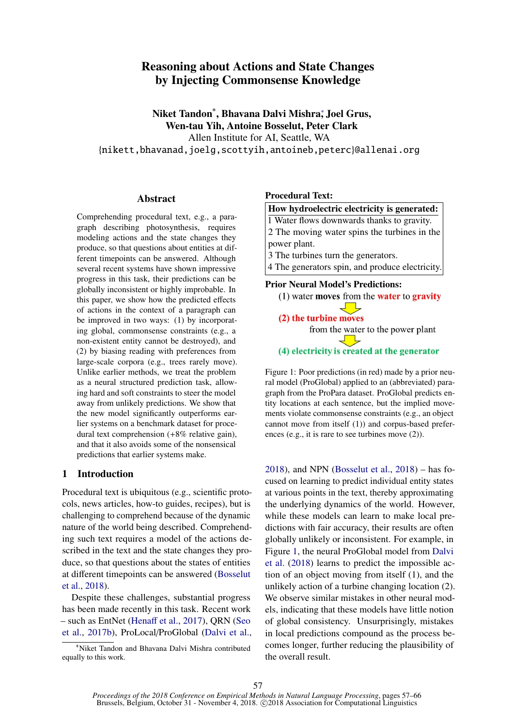# Reasoning about Actions and State Changes by Injecting Commonsense Knowledge

**Niket Tandon\*, Bhavana Dalvi Mishra\*, Joel Grus, Wen-tau Yih, Antoine Bosselut, Peter Clark**

Allen Institute for AI, Seattle, WA

{nikett,bhavanad,joelg,scottyih,antoineb,peterc}@allenai.org

## Abstract

Comprehending procedural text, e.g., a paragraph describing photosynthesis, requires modeling actions and the state changes they produce, so that questions about entities at different timepoints can be answered. Although several recent systems have shown impressive progress in this task, their predictions can be globally inconsistent or highly improbable. In this paper, we show how the predicted effects of actions in the context of a paragraph can be improved in two ways: (1) by incorporating global, commonsense constraints (e.g., a non-existent entity cannot be destroyed), and (2) by biasing reading with preferences from large-scale corpora (e.g., trees rarely move). Unlike earlier methods, we treat the problem as a neural structured prediction task, allowing hard and soft constraints to steer the model away from unlikely predictions. We show that the new model significantly outperforms earlier systems on a benchmark dataset for procedural text comprehension (+8% relative gain), and that it also avoids some of the nonsensical predictions that earlier systems make.

**Procedural Text:**

**How hydroelectric electricity is generated:**
1 Water flows downwards thanks to gravity.
2 The moving water spins the turbines in the power plant.
3 The turbines turn the generators.
4 The generators spin, and produce electricity.

**Prior Neural Model's Predictions:**

(1) water **moves** from the **water** to **gravity**

⇓

**(2) the turbine moves** from the water to the power plant

⇓

**(4) electricity is created at the generator**

Figure 1: Poor predictions (in red) made by a prior neural model (ProGlobal) applied to an (abbreviated) paragraph from the ProPara dataset. ProGlobal predicts entity locations at each sentence, but the implied movements violate commonsense constraints (e.g., an object cannot move from itself (1)) and corpus-based preferences (e.g., it is rare to see turbines move (2)).

## 1 Introduction

Procedural text is ubiquitous (e.g., scientific protocols, news articles, how-to guides, recipes), but is challenging to comprehend because of the dynamic nature of the world being described. Comprehending such text requires a model of the actions described in the text and the state changes they produce, so that questions about the states of entities at different timepoints can be answered (Bosselut et al., 2018).

Despite these challenges, substantial progress has been made recently in this task. Recent work – such as EntNet (Henaff et al., 2017), QRN (Seo et al., 2017b), ProLocal/ProGlobal (Dalvi et al., 2018), and NPN (Bosselut et al., 2018) – has focused on learning to predict individual entity states at various points in the text, thereby approximating the underlying dynamics of the world. However, while these models can learn to make local predictions with fair accuracy, their results are often globally unlikely or inconsistent. For example, in Figure 1, the neural ProGlobal model from Dalvi et al. (2018) learns to predict the impossible action of an object moving from itself (1), and the unlikely action of a turbine changing location (2). We observe similar mistakes in other neural models, indicating that these models have little notion of global consistency. Unsurprisingly, mistakes in local predictions compound as the process becomes longer, further reducing the plausibility of the overall result.

\*Niket Tandon and Bhavana Dalvi Mishra contributed equally to this work.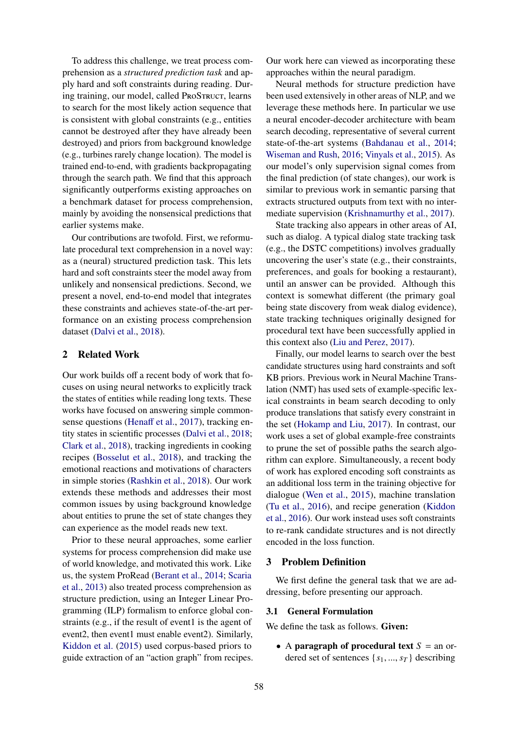To address this challenge, we treat process comprehension as a *structured prediction task* and apply hard and soft constraints during reading. During training, our model, called ProStruct, learns to search for the most likely action sequence that is consistent with global constraints (e.g., entities cannot be destroyed after they have already been destroyed) and priors from background knowledge (e.g., turbines rarely change location). The model is trained end-to-end, with gradients backpropagating through the search path. We find that this approach significantly outperforms existing approaches on a benchmark dataset for process comprehension, mainly by avoiding the nonsensical predictions that earlier systems make.

Our contributions are twofold. First, we reformulate procedural text comprehension in a novel way: as a (neural) structured prediction task. This lets hard and soft constraints steer the model away from unlikely and nonsensical predictions. Second, we present a novel, end-to-end model that integrates these constraints and achieves state-of-the-art performance on an existing process comprehension dataset (Dalvi et al., 2018).

## 2 Related Work

Our work builds off a recent body of work that focuses on using neural networks to explicitly track the states of entities while reading long texts. These works have focused on answering simple commonsense questions (Henaff et al., 2017), tracking entity states in scientific processes (Dalvi et al., 2018; Clark et al., 2018), tracking ingredients in cooking recipes (Bosselut et al., 2018), and tracking the emotional reactions and motivations of characters in simple stories (Rashkin et al., 2018). Our work extends these methods and addresses their most common issues by using background knowledge about entities to prune the set of state changes they can experience as the model reads new text.

Prior to these neural approaches, some earlier systems for process comprehension did make use of world knowledge, and motivated this work. Like us, the system ProRead (Berant et al., 2014; Scaria et al., 2013) also treated process comprehension as structure prediction, using an Integer Linear Programming (ILP) formalism to enforce global constraints (e.g., if the result of event1 is the agent of event2, then event1 must enable event2). Similarly, Kiddon et al. (2015) used corpus-based priors to guide extraction of an "action graph" from recipes. Our work here can viewed as incorporating these approaches within the neural paradigm.

Neural methods for structure prediction have been used extensively in other areas of NLP, and we leverage these methods here. In particular we use a neural encoder-decoder architecture with beam search decoding, representative of several current state-of-the-art systems (Bahdanau et al., 2014; Wiseman and Rush, 2016; Vinyals et al., 2015). As our model's only supervision signal comes from the final prediction (of state changes), our work is similar to previous work in semantic parsing that extracts structured outputs from text with no intermediate supervision (Krishnamurthy et al., 2017).

State tracking also appears in other areas of AI, such as dialog. A typical dialog state tracking task (e.g., the DSTC competitions) involves gradually uncovering the user's state (e.g., their constraints, preferences, and goals for booking a restaurant), until an answer can be provided. Although this context is somewhat different (the primary goal being state discovery from weak dialog evidence), state tracking techniques originally designed for procedural text have been successfully applied in this context also (Liu and Perez, 2017).

Finally, our model learns to search over the best candidate structures using hard constraints and soft KB priors. Previous work in Neural Machine Translation (NMT) has used sets of example-specific lexical constraints in beam search decoding to only produce translations that satisfy every constraint in the set (Hokamp and Liu, 2017). In contrast, our work uses a set of global example-free constraints to prune the set of possible paths the search algorithm can explore. Simultaneously, a recent body of work has explored encoding soft constraints as an additional loss term in the training objective for dialogue (Wen et al., 2015), machine translation (Tu et al., 2016), and recipe generation (Kiddon et al., 2016). Our work instead uses soft constraints to re-rank candidate structures and is not directly encoded in the loss function.

## 3 Problem Definition

We first define the general task that we are addressing, before presenting our approach.

### 3.1 General Formulation

We define the task as follows. **Given:**

- A **paragraph of procedural text** $S$ = an ordered set of sentences $\{s_1, ..., s_T\}$ describing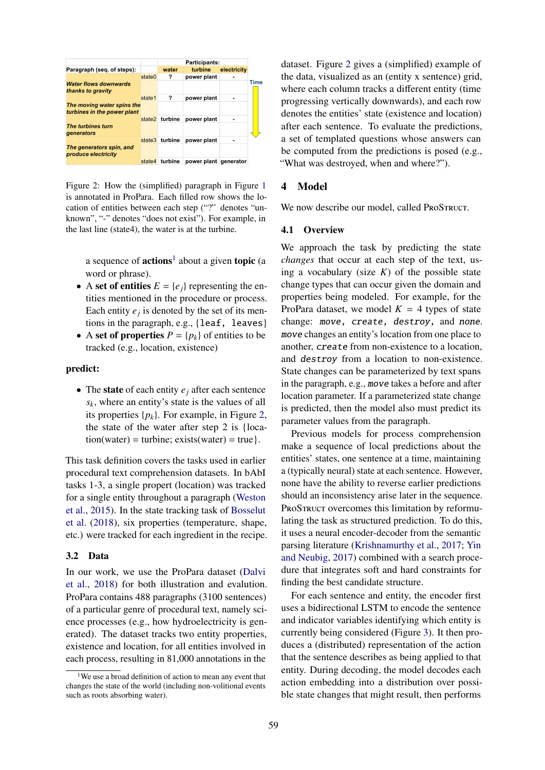| Paragraph (seq. of steps): | | Participants: water | turbine | electricity |
|---|---|---|---|---|
| | state0 | ? | power plant | - |
| *Water flows downwards thanks to gravity* | | | | |
| | state1 | ? | power plant | - |
| *The moving water spins the turbines in the power plant* | | | | |
| | state2 | turbine | power plant | - |
| *The turbines turn generators* | | | | |
| | state3 | turbine | power plant | - |
| *The generators spin, and produce electricity* | | | | |
| | state4 | turbine | power plant | generator |

Time ↓

Figure 2: How the (simplified) paragraph in Figure 1 is annotated in ProPara. Each filled row shows the location of entities between each step ("?" denotes "unknown", "-" denotes "does not exist"). For example, in the last line (state4), the water is at the turbine.

a sequence of **actions**[1] about a given **topic** (a word or phrase).

- A **set of entities** $E = \{e_j\}$ representing the entities mentioned in the procedure or process. Each entity $e_j$ is denoted by the set of its mentions in the paragraph, e.g., {`leaf, leaves`}
- A **set of properties** $P = \{p_k\}$ of entities to be tracked (e.g., location, existence)

**predict:**

- The **state** of each entity $e_j$ after each sentence $s_k$, where an entity's state is the values of all its properties $\{p_k\}$. For example, in Figure 2, the state of the water after step 2 is {location(water) = turbine; exists(water) = true}.

This task definition covers the tasks used in earlier procedural text comprehension datasets. In bAbI tasks 1-3, a single propert (location) was tracked for a single entity throughout a paragraph (Weston et al., 2015). In the state tracking task of Bosselut et al. (2018), six properties (temperature, shape, etc.) were tracked for each ingredient in the recipe.

### 3.2 Data

In our work, we use the ProPara dataset (Dalvi et al., 2018) for both illustration and evalution. ProPara contains 488 paragraphs (3100 sentences) of a particular genre of procedural text, namely science processes (e.g., how hydroelectricity is generated). The dataset tracks two entity properties, existence and location, for all entities involved in each process, resulting in 81,000 annotations in the dataset. Figure 2 gives a (simplified) example of the data, visualized as an (entity x sentence) grid, where each column tracks a different entity (time progressing vertically downwards), and each row denotes the entities' state (existence and location) after each sentence. To evaluate the predictions, a set of templated questions whose answers can be computed from the predictions is posed (e.g., "What was destroyed, when and where?").

[1] We use a broad definition of action to mean any event that changes the state of the world (including non-volitional events such as roots absorbing water).

## 4 Model

We now describe our model, called ProStruct.

### 4.1 Overview

We approach the task by predicting the state *changes* that occur at each step of the text, using a vocabulary (size $K$) of the possible state change types that can occur given the domain and properties being modeled. For example, for the ProPara dataset, we model $K = 4$ types of state change: *move*, *create*, *destroy*, and *none*. *move* changes an entity's location from one place to another, *create* from non-existence to a location, and *destroy* from a location to non-existence. State changes can be parameterized by text spans in the paragraph, e.g., *move* takes a before and after location parameter. If a parameterized state change is predicted, then the model also must predict its parameter values from the paragraph.

Previous models for process comprehension make a sequence of local predictions about the entities' states, one sentence at a time, maintaining a (typically neural) state at each sentence. However, none have the ability to reverse earlier predictions should an inconsistency arise later in the sequence. ProStruct overcomes this limitation by reformulating the task as structured prediction. To do this, it uses a neural encoder-decoder from the semantic parsing literature (Krishnamurthy et al., 2017; Yin and Neubig, 2017) combined with a search procedure that integrates soft and hard constraints for finding the best candidate structure.

For each sentence and entity, the encoder first uses a bidirectional LSTM to encode the sentence and indicator variables identifying which entity is currently being considered (Figure 3). It then produces a (distributed) representation of the action that the sentence describes as being applied to that entity. During decoding, the model decodes each action embedding into a distribution over possible state changes that might result, then performs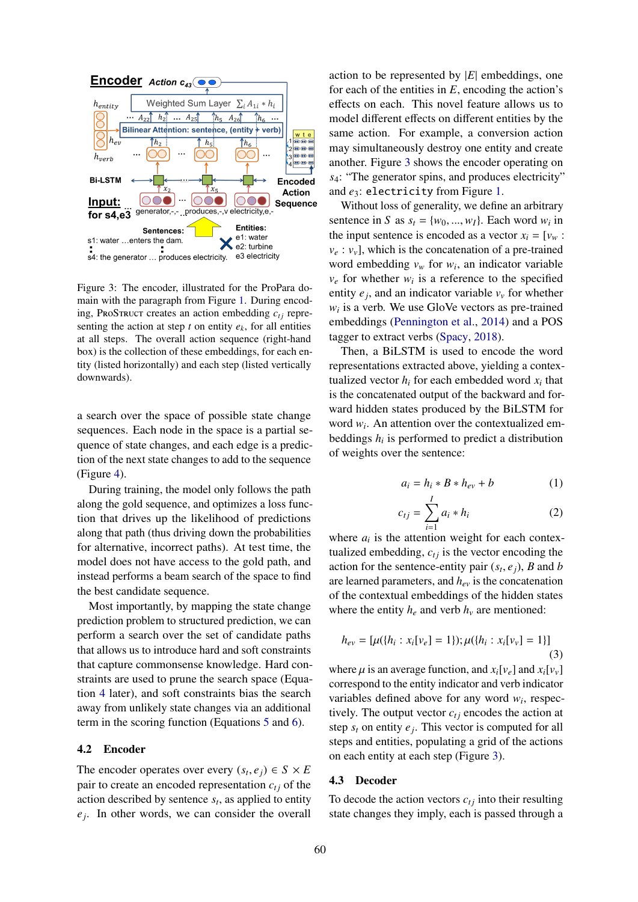Figure 3: The encoder, illustrated for the ProPara domain with the paragraph from Figure 1. During encoding, ProStruct creates an action embedding $c_{tj}$ representing the action at step $t$ on entity $e_k$, for all entities at all steps. The overall action sequence (right-hand box) is the collection of these embeddings, for each entity (listed horizontally) and each step (listed vertically downwards).

a search over the space of possible state change sequences. Each node in the space is a partial sequence of state changes, and each edge is a prediction of the next state changes to add to the sequence (Figure 4).

During training, the model only follows the path along the gold sequence, and optimizes a loss function that drives up the likelihood of predictions along that path (thus driving down the probabilities for alternative, incorrect paths). At test time, the model does not have access to the gold path, and instead performs a beam search of the space to find the best candidate sequence.

Most importantly, by mapping the state change prediction problem to structured prediction, we can perform a search over the set of candidate paths that allows us to introduce hard and soft constraints that capture commonsense knowledge. Hard constraints are used to prune the search space (Equation 4 later), and soft constraints bias the search away from unlikely state changes via an additional term in the scoring function (Equations 5 and 6).

## 4.2 Encoder

The encoder operates over every $(s_t, e_j) \in S \times E$ pair to create an encoded representation $c_{tj}$ of the action described by sentence $s_t$, as applied to entity $e_j$. In other words, we can consider the overall action to be represented by $|E|$ embeddings, one for each of the entities in $E$, encoding the action's effects on each. This novel feature allows us to model different effects on different entities by the same action. For example, a conversion action may simultaneously destroy one entity and create another. Figure 3 shows the encoder operating on $s_4$: "The generator spins, and produces electricity" and $e_3$: `electricity` from Figure 1.

Without loss of generality, we define an arbitrary sentence in $S$ as $s_t = \{w_0, ..., w_I\}$. Each word $w_i$ in the input sentence is encoded as a vector $x_i = [v_w : v_e : v_v]$, which is the concatenation of a pre-trained word embedding $v_w$ for $w_i$, an indicator variable $v_e$ for whether $w_i$ is a reference to the specified entity $e_j$, and an indicator variable $v_v$ for whether $w_i$ is a verb. We use GloVe vectors as pre-trained embeddings (Pennington et al., 2014) and a POS tagger to extract verbs (Spacy, 2018).

Then, a BiLSTM is used to encode the word representations extracted above, yielding a contextualized vector $h_i$ for each embedded word $x_i$ that is the concatenated output of the backward and forward hidden states produced by the BiLSTM for word $w_i$. An attention over the contextualized embeddings $h_i$ is performed to predict a distribution of weights over the sentence:

$$a_i = h_i * B * h_{ev} + b \tag{1}$$

$$c_{tj} = \sum_{i=1}^{I} a_i * h_i \tag{2}$$

where $a_i$ is the attention weight for each contextualized embedding, $c_{tj}$ is the vector encoding the action for the sentence-entity pair $(s_t, e_j)$, $B$ and $b$ are learned parameters, and $h_{ev}$ is the concatenation of the contextual embeddings of the hidden states where the entity $h_e$ and verb $h_v$ are mentioned:

$$h_{ev} = [\mu(\{h_i : x_i[v_e] = 1\}); \mu(\{h_i : x_i[v_v] = 1\}] \tag{3}$$

where $\mu$ is an average function, and $x_i[v_e]$ and $x_i[v_v]$ correspond to the entity indicator and verb indicator variables defined above for any word $w_i$, respectively. The output vector $c_{tj}$ encodes the action at step $s_t$ on entity $e_j$. This vector is computed for all steps and entities, populating a grid of the actions on each entity at each step (Figure 3).

## 4.3 Decoder

To decode the action vectors $c_{tj}$ into their resulting state changes they imply, each is passed through a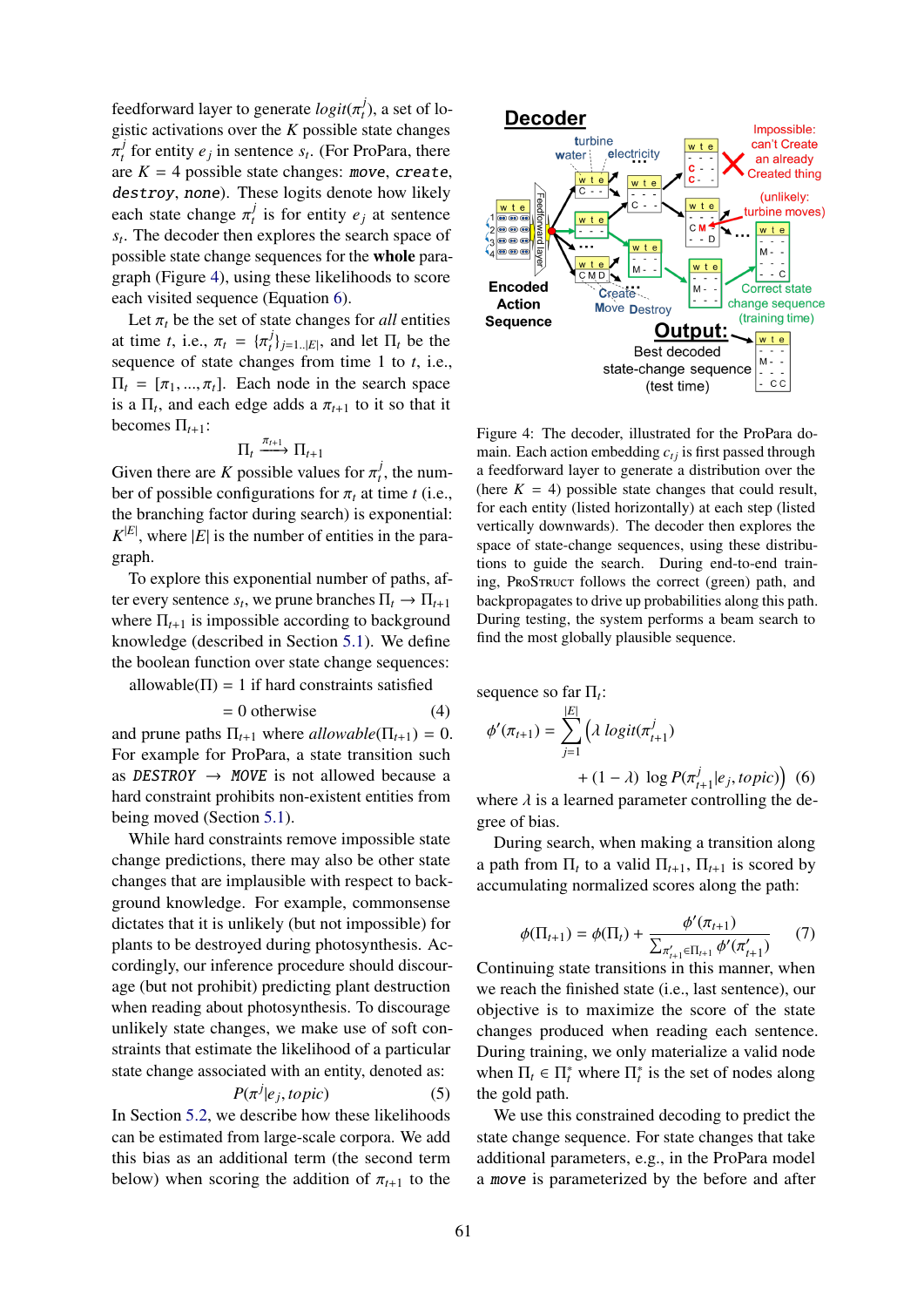feedforward layer to generate $logit(\pi_t^j)$, a set of logistic activations over the $K$ possible state changes $\pi_t^j$ for entity $e_j$ in sentence $s_t$. (For ProPara, there are $K = 4$ possible state changes: `move`, `create`, `destroy`, `none`). These logits denote how likely each state change $\pi_t^j$ is for entity $e_j$ at sentence $s_t$. The decoder then explores the search space of possible state change sequences for the **whole** paragraph (Figure 4), using these likelihoods to score each visited sequence (Equation 6).

Let $\pi_t$ be the set of state changes for *all* entities at time $t$, i.e., $\pi_t = \{\pi_t^j\}_{j=1..|E|}$, and let $\Pi_t$ be the sequence of state changes from time 1 to $t$, i.e., $\Pi_t = [\pi_1, ..., \pi_t]$. Each node in the search space is a $\Pi_t$, and each edge adds a $\pi_{t+1}$ to it so that it becomes $\Pi_{t+1}$:

$$\Pi_t \xrightarrow{\pi_{t+1}} \Pi_{t+1}$$

Given there are $K$ possible values for $\pi_t^j$, the number of possible configurations for $\pi_t$ at time $t$ (i.e., the branching factor during search) is exponential: $K^{|E|}$, where $|E|$ is the number of entities in the paragraph.

To explore this exponential number of paths, after every sentence $s_t$, we prune branches $\Pi_t \rightarrow \Pi_{t+1}$ where $\Pi_{t+1}$ is impossible according to background knowledge (described in Section 5.1). We define the boolean function over state change sequences:

$$\begin{aligned} \text{allowable}(\Pi) &= 1 \text{ if hard constraints satisfied} \\ &= 0 \text{ otherwise} \end{aligned} \quad (4)$$

and prune paths $\Pi_{t+1}$ where $allowable(\Pi_{t+1}) = 0$. For example for ProPara, a state transition such as *DESTROY* $\rightarrow$ *MOVE* is not allowed because a hard constraint prohibits non-existent entities from being moved (Section 5.1).

While hard constraints remove impossible state change predictions, there may also be other state changes that are implausible with respect to background knowledge. For example, commonsense dictates that it is unlikely (but not impossible) for plants to be destroyed during photosynthesis. Accordingly, our inference procedure should discourage (but not prohibit) predicting plant destruction when reading about photosynthesis. To discourage unlikely state changes, we make use of soft constraints that estimate the likelihood of a particular state change associated with an entity, denoted as:

$$P(\pi^j | e_j, topic) \quad (5)$$

In Section 5.2, we describe how these likelihoods can be estimated from large-scale corpora. We add this bias as an additional term (the second term below) when scoring the addition of $\pi_{t+1}$ to the sequence so far $\Pi_t$:

$$\phi'(\pi_{t+1}) = \sum_{j=1}^{|E|} \Big( \lambda \, logit(\pi_{t+1}^j) + (1-\lambda) \, \log P(\pi_{t+1}^j | e_j, topic) \Big) \quad (6)$$

where $\lambda$ is a learned parameter controlling the degree of bias.

During search, when making a transition along a path from $\Pi_t$ to a valid $\Pi_{t+1}$, $\Pi_{t+1}$ is scored by accumulating normalized scores along the path:

$$\phi(\Pi_{t+1}) = \phi(\Pi_t) + \frac{\phi'(\pi_{t+1})}{\sum_{\pi'_{t+1} \in \Pi_{t+1}} \phi'(\pi'_{t+1})} \quad (7)$$

Continuing state transitions in this manner, when we reach the finished state (i.e., last sentence), our objective is to maximize the score of the state changes produced when reading each sentence. During training, we only materialize a valid node when $\Pi_t \in \Pi_t^*$ where $\Pi_t^*$ is the set of nodes along the gold path.

We use this constrained decoding to predict the state change sequence. For state changes that take additional parameters, e.g., in the ProPara model a `move` is parameterized by the before and after

Figure 4: The decoder, illustrated for the ProPara domain. Each action embedding $c_{tj}$ is first passed through a feedforward layer to generate a distribution over the (here $K = 4$) possible state changes that could result, for each entity (listed horizontally) at each step (listed vertically downwards). The decoder then explores the space of state-change sequences, using these distributions to guide the search. During end-to-end training, ProStruct follows the correct (green) path, and backpropagates to drive up probabilities along this path. During testing, the system performs a beam search to find the most globally plausible sequence.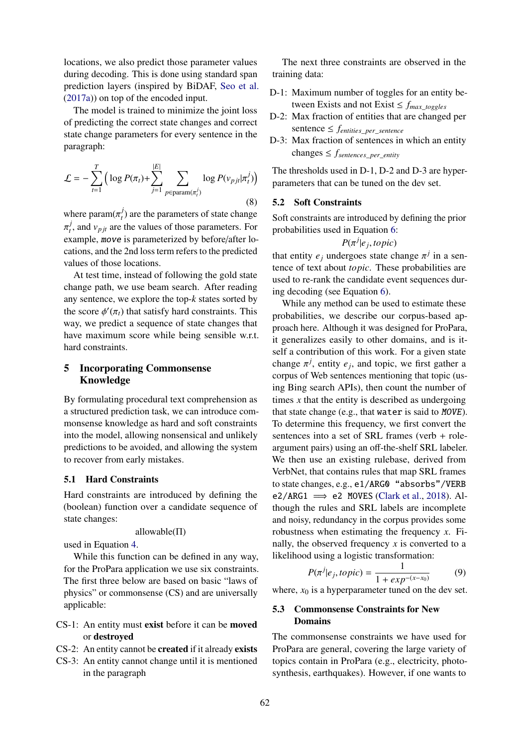locations, we also predict those parameter values during decoding. This is done using standard span prediction layers (inspired by BiDAF, Seo et al. (2017a)) on top of the encoded input.

The model is trained to minimize the joint loss of predicting the correct state changes and correct state change parameters for every sentence in the paragraph:

$$\mathcal{L} = -\sum_{t=1}^{T} \Big( \log P(\pi_t) + \sum_{j=1}^{|E|} \sum_{p \in \text{param}(\pi_t^j)} \log P(v_{pjt}|\pi_t^j) \Big) \tag{8}$$

where $\text{param}(\pi_t^j)$ are the parameters of state change $\pi_t^j$, and $v_{pjt}$ are the values of those parameters. For example, `move` is parameterized by before/after locations, and the 2nd loss term refers to the predicted values of those locations.

At test time, instead of following the gold state change path, we use beam search. After reading any sentence, we explore the top-$k$ states sorted by the score $\phi'(\pi_t)$ that satisfy hard constraints. This way, we predict a sequence of state changes that have maximum score while being sensible w.r.t. hard constraints.

## 5 Incorporating Commonsense Knowledge

By formulating procedural text comprehension as a structured prediction task, we can introduce commonsense knowledge as hard and soft constraints into the model, allowing nonsensical and unlikely predictions to be avoided, and allowing the system to recover from early mistakes.

### 5.1 Hard Constraints

Hard constraints are introduced by defining the (boolean) function over a candidate sequence of state changes:

$$\text{allowable}(\Pi)$$

used in Equation 4.

While this function can be defined in any way, for the ProPara application we use six constraints. The first three below are based on basic "laws of physics" or commonsense (CS) and are universally applicable:

- CS-1: An entity must **exist** before it can be **moved** or **destroyed**
- CS-2: An entity cannot be **created** if it already **exists**
- CS-3: An entity cannot change until it is mentioned in the paragraph

The next three constraints are observed in the training data:

- D-1: Maximum number of toggles for an entity between Exists and not Exist $\leq f_{max\_toggles}$
- D-2: Max fraction of entities that are changed per sentence $\leq f_{entities\_per\_sentence}$
- D-3: Max fraction of sentences in which an entity changes $\leq f_{sentences\_per\_entity}$

The thresholds used in D-1, D-2 and D-3 are hyperparameters that can be tuned on the dev set.

### 5.2 Soft Constraints

Soft constraints are introduced by defining the prior probabilities used in Equation 6:

$$P(\pi^j|e_j, topic)$$

that entity $e_j$ undergoes state change $\pi^j$ in a sentence of text about *topic*. These probabilities are used to re-rank the candidate event sequences during decoding (see Equation 6).

While any method can be used to estimate these probabilities, we describe our corpus-based approach here. Although it was designed for ProPara, it generalizes easily to other domains, and is itself a contribution of this work. For a given state change $\pi^j$, entity $e_j$, and topic, we first gather a corpus of Web sentences mentioning that topic (using Bing search APIs), then count the number of times $x$ that the entity is described as undergoing that state change (e.g., that `water` is said to *`MOVE`*). To determine this frequency, we first convert the sentences into a set of SRL frames (verb + role-argument pairs) using an off-the-shelf SRL labeler. We then use an existing rulebase, derived from VerbNet, that contains rules that map SRL frames to state changes, e.g., `e1/ARG0 "absorbs"/VERB e2/ARG1` $\implies$ `e2 MOVES` (Clark et al., 2018). Although the rules and SRL labels are incomplete and noisy, redundancy in the corpus provides some robustness when estimating the frequency $x$. Finally, the observed frequency $x$ is converted to a likelihood using a logistic transformation:

$$P(\pi^j|e_j, topic) = \frac{1}{1 + exp^{-(x - x_0)}} \tag{9}$$

where, $x_0$ is a hyperparameter tuned on the dev set.

### 5.3 Commonsense Constraints for New Domains

The commonsense constraints we have used for ProPara are general, covering the large variety of topics contain in ProPara (e.g., electricity, photosynthesis, earthquakes). However, if one wants to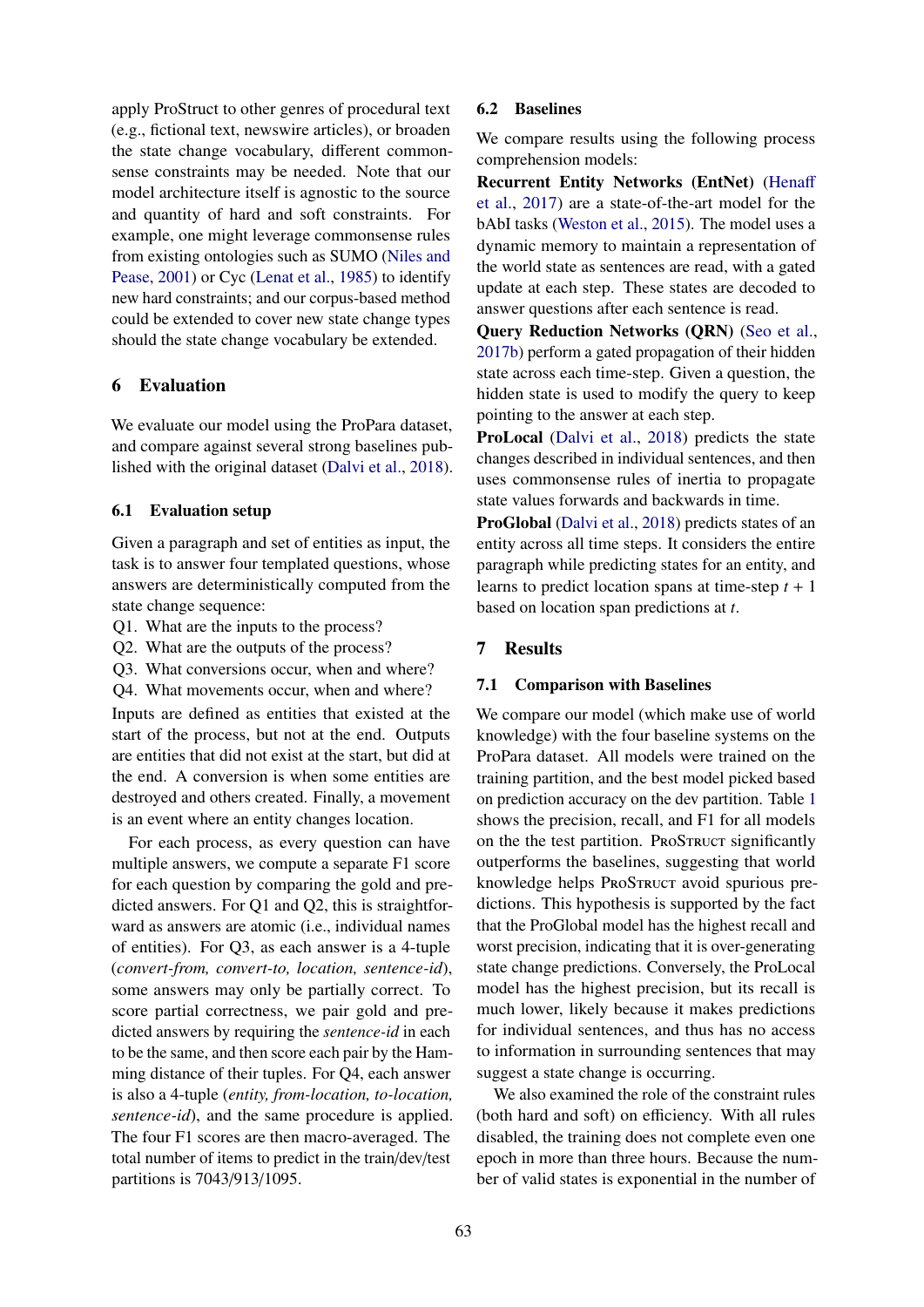apply ProStruct to other genres of procedural text (e.g., fictional text, newswire articles), or broaden the state change vocabulary, different commonsense constraints may be needed. Note that our model architecture itself is agnostic to the source and quantity of hard and soft constraints. For example, one might leverage commonsense rules from existing ontologies such as SUMO (Niles and Pease, 2001) or Cyc (Lenat et al., 1985) to identify new hard constraints; and our corpus-based method could be extended to cover new state change types should the state change vocabulary be extended.

# 6 Evaluation

We evaluate our model using the ProPara dataset, and compare against several strong baselines published with the original dataset (Dalvi et al., 2018).

## 6.1 Evaluation setup

Given a paragraph and set of entities as input, the task is to answer four templated questions, whose answers are deterministically computed from the state change sequence:

Q1. What are the inputs to the process?
Q2. What are the outputs of the process?
Q3. What conversions occur, when and where?
Q4. What movements occur, when and where?

Inputs are defined as entities that existed at the start of the process, but not at the end. Outputs are entities that did not exist at the start, but did at the end. A conversion is when some entities are destroyed and others created. Finally, a movement is an event where an entity changes location.

For each process, as every question can have multiple answers, we compute a separate F1 score for each question by comparing the gold and predicted answers. For Q1 and Q2, this is straightforward as answers are atomic (i.e., individual names of entities). For Q3, as each answer is a 4-tuple (*convert-from, convert-to, location, sentence-id*), some answers may only be partially correct. To score partial correctness, we pair gold and predicted answers by requiring the *sentence-id* in each to be the same, and then score each pair by the Hamming distance of their tuples. For Q4, each answer is also a 4-tuple (*entity, from-location, to-location, sentence-id*), and the same procedure is applied. The four F1 scores are then macro-averaged. The total number of items to predict in the train/dev/test partitions is 7043/913/1095.

## 6.2 Baselines

We compare results using the following process comprehension models:

**Recurrent Entity Networks (EntNet)** (Henaff et al., 2017) are a state-of-the-art model for the bAbI tasks (Weston et al., 2015). The model uses a dynamic memory to maintain a representation of the world state as sentences are read, with a gated update at each step. These states are decoded to answer questions after each sentence is read.

**Query Reduction Networks (QRN)** (Seo et al., 2017b) perform a gated propagation of their hidden state across each time-step. Given a question, the hidden state is used to modify the query to keep pointing to the answer at each step.

**ProLocal** (Dalvi et al., 2018) predicts the state changes described in individual sentences, and then uses commonsense rules of inertia to propagate state values forwards and backwards in time.

**ProGlobal** (Dalvi et al., 2018) predicts states of an entity across all time steps. It considers the entire paragraph while predicting states for an entity, and learns to predict location spans at time-step $t + 1$ based on location span predictions at $t$.

# 7 Results

## 7.1 Comparison with Baselines

We compare our model (which make use of world knowledge) with the four baseline systems on the ProPara dataset. All models were trained on the training partition, and the best model picked based on prediction accuracy on the dev partition. Table 1 shows the precision, recall, and F1 for all models on the the test partition. ProStruct significantly outperforms the baselines, suggesting that world knowledge helps ProStruct avoid spurious predictions. This hypothesis is supported by the fact that the ProGlobal model has the highest recall and worst precision, indicating that it is over-generating state change predictions. Conversely, the ProLocal model has the highest precision, but its recall is much lower, likely because it makes predictions for individual sentences, and thus has no access to information in surrounding sentences that may suggest a state change is occurring.

We also examined the role of the constraint rules (both hard and soft) on efficiency. With all rules disabled, the training does not complete even one epoch in more than three hours. Because the number of valid states is exponential in the number of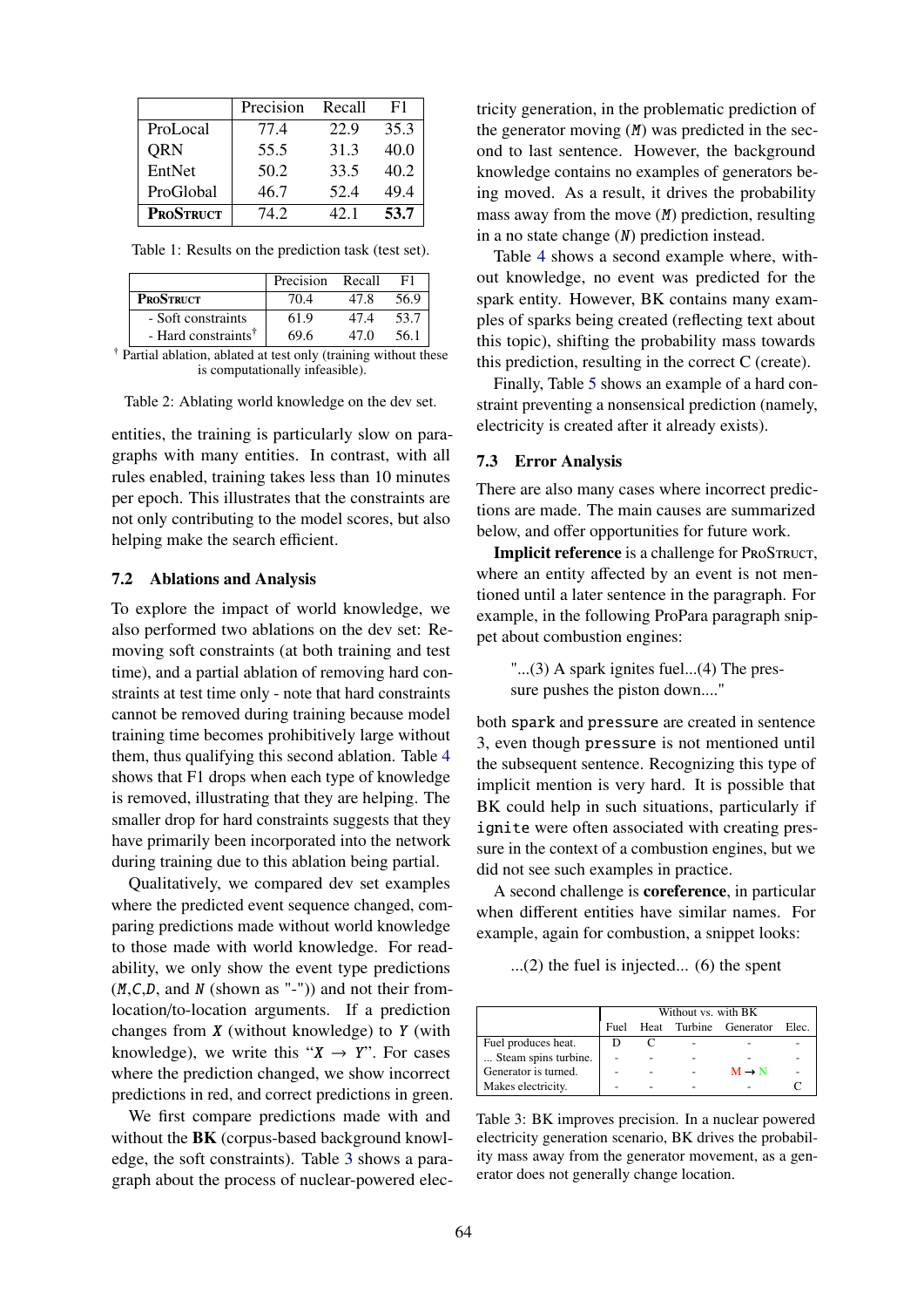|  | Precision | Recall | F1 |
|---|---|---|---|
| ProLocal | 77.4 | 22.9 | 35.3 |
| QRN | 55.5 | 31.3 | 40.0 |
| EntNet | 50.2 | 33.5 | 40.2 |
| ProGlobal | 46.7 | 52.4 | 49.4 |
| **ProStruct** | 74.2 | 42.1 | **53.7** |

Table 1: Results on the prediction task (test set).

|  | Precision | Recall | F1 |
|---|---|---|---|
| **ProStruct** | 70.4 | 47.8 | 56.9 |
| - Soft constraints | 61.9 | 47.4 | 53.7 |
| - Hard constraints† | 69.6 | 47.0 | 56.1 |

† Partial ablation, ablated at test only (training without these is computationally infeasible).

Table 2: Ablating world knowledge on the dev set.

entities, the training is particularly slow on paragraphs with many entities. In contrast, with all rules enabled, training takes less than 10 minutes per epoch. This illustrates that the constraints are not only contributing to the model scores, but also helping make the search efficient.

### 7.2 Ablations and Analysis

To explore the impact of world knowledge, we also performed two ablations on the dev set: Removing soft constraints (at both training and test time), and a partial ablation of removing hard constraints at test time only - note that hard constraints cannot be removed during training because model training time becomes prohibitively large without them, thus qualifying this second ablation. Table 4 shows that F1 drops when each type of knowledge is removed, illustrating that they are helping. The smaller drop for hard constraints suggests that they have primarily been incorporated into the network during training due to this ablation being partial.

Qualitatively, we compared dev set examples where the predicted event sequence changed, comparing predictions made without world knowledge to those made with world knowledge. For readability, we only show the event type predictions (`M`,`C`,`D`, and `N` (shown as "-")) and not their from-location/to-location arguments. If a prediction changes from `X` (without knowledge) to `Y` (with knowledge), we write this "`X` → `Y`". For cases where the prediction changed, we show incorrect predictions in red, and correct predictions in green.

We first compare predictions made with and without the **BK** (corpus-based background knowledge, the soft constraints). Table 3 shows a paragraph about the process of nuclear-powered electricity generation, in the problematic prediction of the generator moving (`M`) was predicted in the second to last sentence. However, the background knowledge contains no examples of generators being moved. As a result, it drives the probability mass away from the move (`M`) prediction, resulting in a no state change (`N`) prediction instead.

Table 4 shows a second example where, without knowledge, no event was predicted for the spark entity. However, BK contains many examples of sparks being created (reflecting text about this topic), shifting the probability mass towards this prediction, resulting in the correct C (create).

Finally, Table 5 shows an example of a hard constraint preventing a nonsensical prediction (namely, electricity is created after it already exists).

### 7.3 Error Analysis

There are also many cases where incorrect predictions are made. The main causes are summarized below, and offer opportunities for future work.

**Implicit reference** is a challenge for ProStruct, where an entity affected by an event is not mentioned until a later sentence in the paragraph. For example, in the following ProPara paragraph snippet about combustion engines:

> "...(3) A spark ignites fuel...(4) The pressure pushes the piston down...."

both `spark` and `pressure` are created in sentence 3, even though `pressure` is not mentioned until the subsequent sentence. Recognizing this type of implicit mention is very hard. It is possible that BK could help in such situations, particularly if `ignite` were often associated with creating pressure in the context of a combustion engines, but we did not see such examples in practice.

A second challenge is **coreference**, in particular when different entities have similar names. For example, again for combustion, a snippet looks:

> ...(2) the fuel is injected... (6) the spent

|  | Without vs. with BK | | | | |
|---|---|---|---|---|---|
|  | Fuel | Heat | Turbine | Generator | Elec. |
| Fuel produces heat. | D | C | - | - | - |
| ... Steam spins turbine. | - | - | - | - | - |
| Generator is turned. | - | - | - | M → N | - |
| Makes electricity. | - | - | - | - | C |

Table 3: BK improves precision. In a nuclear powered electricity generation scenario, BK drives the probability mass away from the generator movement, as a generator does not generally change location.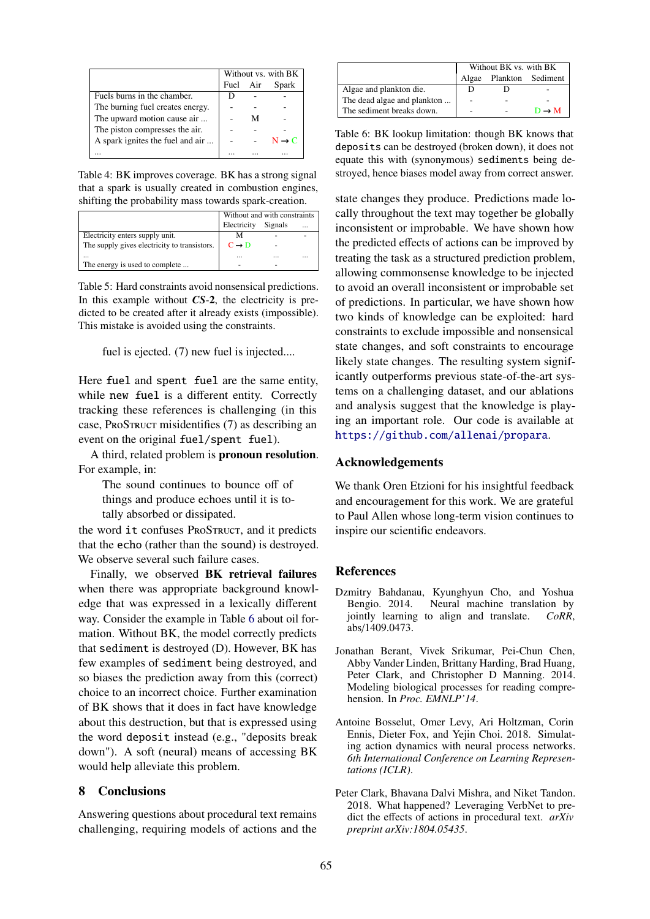|  | Without vs. with BK | | |
|---|---|---|---|
|  | Fuel | Air | Spark |
| Fuels burns in the chamber. | D | - | - |
| The burning fuel creates energy. | - | - | - |
| The upward motion cause air ... | - | M | - |
| The piston compresses the air. | - | - | - |
| A spark ignites the fuel and air ... | - | - | N → C |
| ... | ... | ... | ... |

Table 4: BK improves coverage. BK has a strong signal that a spark is usually created in combustion engines, shifting the probability mass towards spark-creation.

|  | Without and with constraints | | |
|---|---|---|---|
|  | Electricity | Signals | ... |
| Electricity enters supply unit. | M | - | - |
| The supply gives electricity to transistors. | C → D | - |  |
| ... | ... | ... | ... |
| The energy is used to complete ... | - | - |  |

Table 5: Hard constraints avoid nonsensical predictions. In this example without ***CS*-2**, the electricity is predicted to be created after it already exists (impossible). This mistake is avoided using the constraints.

> fuel is ejected. (7) new fuel is injected....

Here `fuel` and `spent fuel` are the same entity, while `new fuel` is a different entity. Correctly tracking these references is challenging (in this case, ProStruct misidentifies (7) as describing an event on the original `fuel/spent fuel`).

A third, related problem is **pronoun resolution**. For example, in:

> The sound continues to bounce off of things and produce echoes until it is totally absorbed or dissipated.

the word `it` confuses ProStruct, and it predicts that the `echo` (rather than the `sound`) is destroyed. We observe several such failure cases.

Finally, we observed **BK retrieval failures** when there was appropriate background knowledge that was expressed in a lexically different way. Consider the example in Table 6 about oil formation. Without BK, the model correctly predicts that `sediment` is destroyed (D). However, BK has few examples of `sediment` being destroyed, and so biases the prediction away from this (correct) choice to an incorrect choice. Further examination of BK shows that it does in fact have knowledge about this destruction, but that is expressed using the word `deposit` instead (e.g., "deposits break down"). A soft (neural) means of accessing BK would help alleviate this problem.

## 8 Conclusions

Answering questions about procedural text remains challenging, requiring models of actions and the

|  | Without BK vs. with BK | | |
|---|---|---|---|
|  | Algae | Plankton | Sediment |
| Algae and plankton die. | D | D | - |
| The dead algae and plankton ... | - | - | - |
| The sediment breaks down. | - | - | D → M |

Table 6: BK lookup limitation: though BK knows that `deposits` can be destroyed (broken down), it does not equate this with (synonymous) `sediments` being destroyed, hence biases model away from correct answer.

state changes they produce. Predictions made locally throughout the text may together be globally inconsistent or improbable. We have shown how the predicted effects of actions can be improved by treating the task as a structured prediction problem, allowing commonsense knowledge to be injected to avoid an overall inconsistent or improbable set of predictions. In particular, we have shown how two kinds of knowledge can be exploited: hard constraints to exclude impossible and nonsensical state changes, and soft constraints to encourage likely state changes. The resulting system significantly outperforms previous state-of-the-art systems on a challenging dataset, and our ablations and analysis suggest that the knowledge is playing an important role. Our code is available at https://github.com/allenai/propara.

## Acknowledgements

We thank Oren Etzioni for his insightful feedback and encouragement for this work. We are grateful to Paul Allen whose long-term vision continues to inspire our scientific endeavors.

## References

Dzmitry Bahdanau, Kyunghyun Cho, and Yoshua Bengio. 2014. Neural machine translation by jointly learning to align and translate. *CoRR*, abs/1409.0473.

Jonathan Berant, Vivek Srikumar, Pei-Chun Chen, Abby Vander Linden, Brittany Harding, Brad Huang, Peter Clark, and Christopher D Manning. 2014. Modeling biological processes for reading comprehension. In *Proc. EMNLP'14*.

Antoine Bosselut, Omer Levy, Ari Holtzman, Corin Ennis, Dieter Fox, and Yejin Choi. 2018. Simulating action dynamics with neural process networks. *6th International Conference on Learning Representations (ICLR)*.

Peter Clark, Bhavana Dalvi Mishra, and Niket Tandon. 2018. What happened? Leveraging VerbNet to predict the effects of actions in procedural text. *arXiv preprint arXiv:1804.05435*.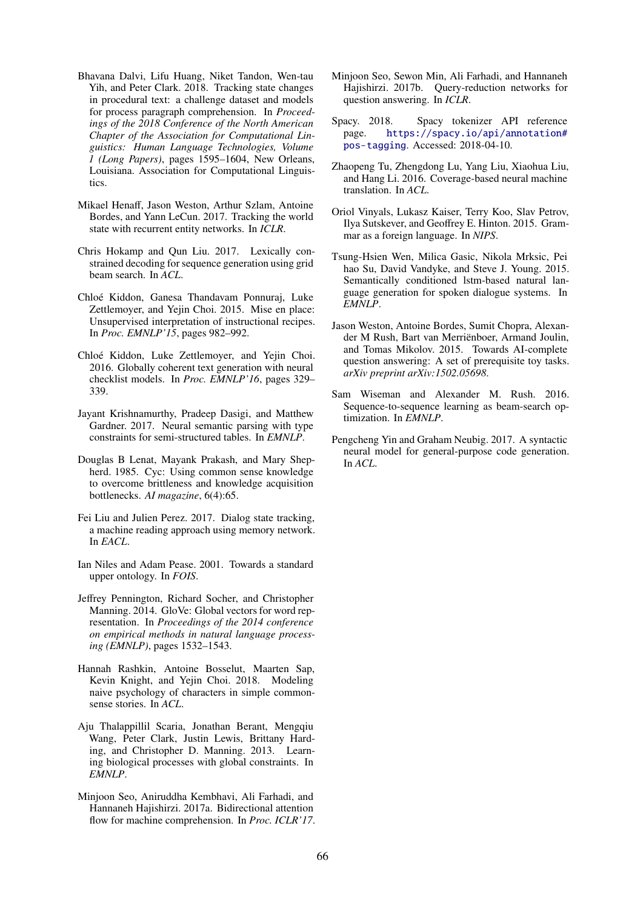Bhavana Dalvi, Lifu Huang, Niket Tandon, Wen-tau Yih, and Peter Clark. 2018. Tracking state changes in procedural text: a challenge dataset and models for process paragraph comprehension. In *Proceedings of the 2018 Conference of the North American Chapter of the Association for Computational Linguistics: Human Language Technologies, Volume 1 (Long Papers)*, pages 1595–1604, New Orleans, Louisiana. Association for Computational Linguistics.

Mikael Henaff, Jason Weston, Arthur Szlam, Antoine Bordes, and Yann LeCun. 2017. Tracking the world state with recurrent entity networks. In *ICLR*.

Chris Hokamp and Qun Liu. 2017. Lexically constrained decoding for sequence generation using grid beam search. In *ACL*.

Chloé Kiddon, Ganesa Thandavam Ponnuraj, Luke Zettlemoyer, and Yejin Choi. 2015. Mise en place: Unsupervised interpretation of instructional recipes. In *Proc. EMNLP'15*, pages 982–992.

Chloé Kiddon, Luke Zettlemoyer, and Yejin Choi. 2016. Globally coherent text generation with neural checklist models. In *Proc. EMNLP'16*, pages 329–339.

Jayant Krishnamurthy, Pradeep Dasigi, and Matthew Gardner. 2017. Neural semantic parsing with type constraints for semi-structured tables. In *EMNLP*.

Douglas B Lenat, Mayank Prakash, and Mary Shepherd. 1985. Cyc: Using common sense knowledge to overcome brittleness and knowledge acquisition bottlenecks. *AI magazine*, 6(4):65.

Fei Liu and Julien Perez. 2017. Dialog state tracking, a machine reading approach using memory network. In *EACL*.

Ian Niles and Adam Pease. 2001. Towards a standard upper ontology. In *FOIS*.

Jeffrey Pennington, Richard Socher, and Christopher Manning. 2014. GloVe: Global vectors for word representation. In *Proceedings of the 2014 conference on empirical methods in natural language processing (EMNLP)*, pages 1532–1543.

Hannah Rashkin, Antoine Bosselut, Maarten Sap, Kevin Knight, and Yejin Choi. 2018. Modeling naive psychology of characters in simple commonsense stories. In *ACL*.

Aju Thalappillil Scaria, Jonathan Berant, Mengqiu Wang, Peter Clark, Justin Lewis, Brittany Harding, and Christopher D. Manning. 2013. Learning biological processes with global constraints. In *EMNLP*.

Minjoon Seo, Aniruddha Kembhavi, Ali Farhadi, and Hannaneh Hajishirzi. 2017a. Bidirectional attention flow for machine comprehension. In *Proc. ICLR'17*.

Minjoon Seo, Sewon Min, Ali Farhadi, and Hannaneh Hajishirzi. 2017b. Query-reduction networks for question answering. In *ICLR*.

Spacy. 2018. Spacy tokenizer API reference page. https://spacy.io/api/annotation#pos-tagging. Accessed: 2018-04-10.

Zhaopeng Tu, Zhengdong Lu, Yang Liu, Xiaohua Liu, and Hang Li. 2016. Coverage-based neural machine translation. In *ACL*.

Oriol Vinyals, Lukasz Kaiser, Terry Koo, Slav Petrov, Ilya Sutskever, and Geoffrey E. Hinton. 2015. Grammar as a foreign language. In *NIPS*.

Tsung-Hsien Wen, Milica Gasic, Nikola Mrksic, Pei hao Su, David Vandyke, and Steve J. Young. 2015. Semantically conditioned lstm-based natural language generation for spoken dialogue systems. In *EMNLP*.

Jason Weston, Antoine Bordes, Sumit Chopra, Alexander M Rush, Bart van Merriënboer, Armand Joulin, and Tomas Mikolov. 2015. Towards AI-complete question answering: A set of prerequisite toy tasks. *arXiv preprint arXiv:1502.05698*.

Sam Wiseman and Alexander M. Rush. 2016. Sequence-to-sequence learning as beam-search optimization. In *EMNLP*.

Pengcheng Yin and Graham Neubig. 2017. A syntactic neural model for general-purpose code generation. In *ACL*.